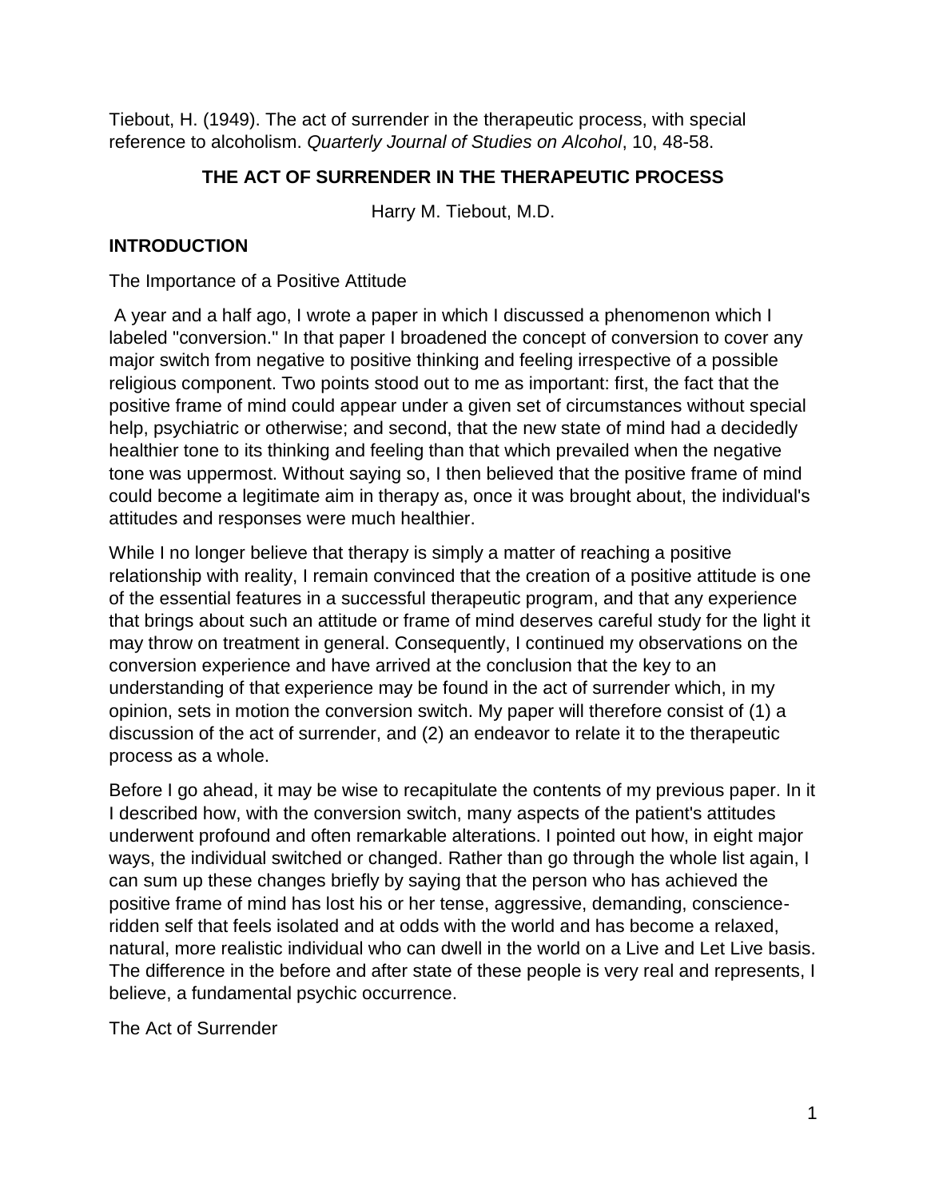Tiebout, H. (1949). The act of surrender in the therapeutic process, with special reference to alcoholism. *Quarterly Journal of Studies on Alcohol*, 10, 48-58.

# THE ACT OF SURRENDER IN THE THERAPEUTIC PROCESS

Harry M. Tiebout, M.D.

## INTRODUCTION

### The Importance of a Positive Attitude

A year and a half ago, I wrote a paper in which I discussed a phenomenon which I labeled "conversion." In that paper I broadened the concept of conversion to cover any major switch from negative to positive thinking and feeling irrespective of a possible religious component. Two points stood out to me as important: first, the fact that the positive frame of mind could appear under a given set of circumstances without special help, psychiatric or otherwise; and second, that the new state of mind had a decidedly healthier tone to its thinking and feeling than that which prevailed when the negative tone was uppermost. Without saying so, I then believed that the positive frame of mind could become a legitimate aim in therapy as, once it was brought about, the individual's attitudes and responses were much healthier.

While I no longer believe that therapy is simply a matter of reaching a positive relationship with reality, I remain convinced that the creation of a positive attitude is one of the essential features in a successful therapeutic program, and that any experience that brings about such an attitude or frame of mind deserves careful study for the light it may throw on treatment in general. Consequently, I continued my observations on the conversion experience and have arrived at the conclusion that the key to an understanding of that experience may be found in the act of surrender which, in my opinion, sets in motion the conversion switch. My paper will therefore consist of (1) a discussion of the act of surrender, and (2) an endeavor to relate it to the therapeutic process as a whole.

Before I go ahead, it may be wise to recapitulate the contents of my previous paper. In it I described how, with the conversion switch, many aspects of the patient's attitudes underwent profound and often remarkable alterations. I pointed out how, in eight major ways, the individual switched or changed. Rather than go through the whole list again, I can sum up these changes briefly by saying that the person who has achieved the positive frame of mind has lost his or her tense, aggressive, demanding, conscience-ridden self that feels isolated and at odds with the world and has become a relaxed, natural, more realistic individual who can dwell in the world on a Live and Let Live basis. The difference in the before and after state of these people is very real and represents, I believe, a fundamental psychic occurrence.

### The Act of Surrender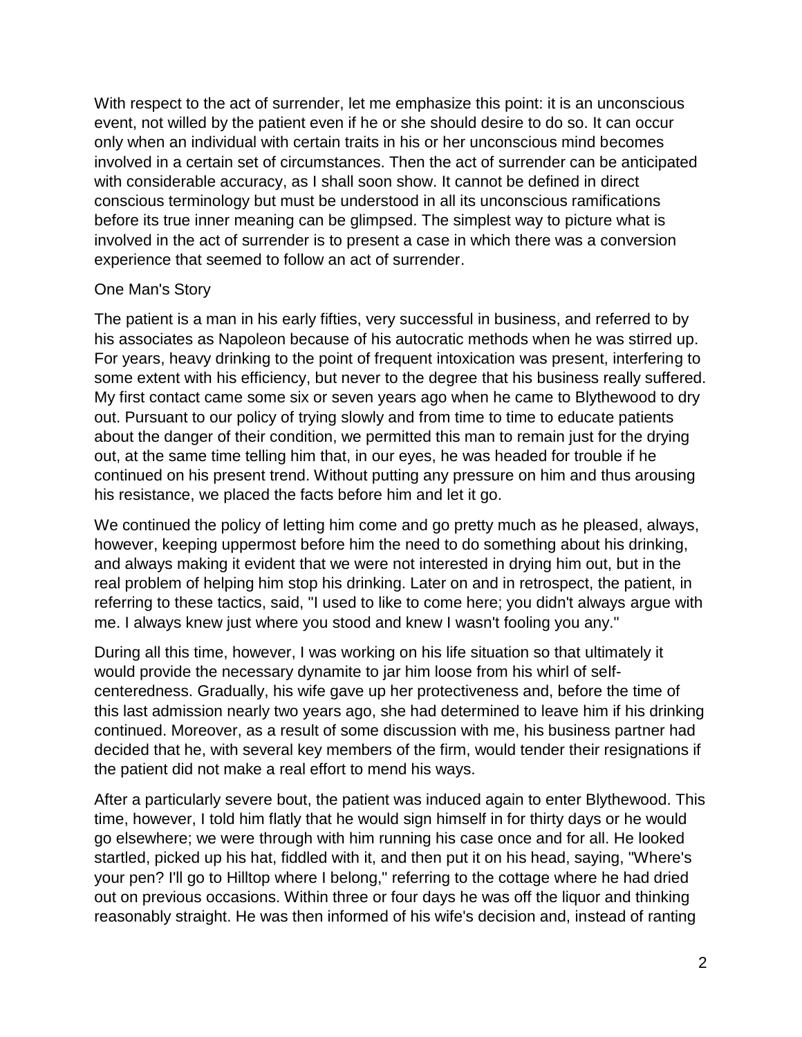With respect to the act of surrender, let me emphasize this point: it is an unconscious event, not willed by the patient even if he or she should desire to do so. It can occur only when an individual with certain traits in his or her unconscious mind becomes involved in a certain set of circumstances. Then the act of surrender can be anticipated with considerable accuracy, as I shall soon show. It cannot be defined in direct conscious terminology but must be understood in all its unconscious ramifications before its true inner meaning can be glimpsed. The simplest way to picture what is involved in the act of surrender is to present a case in which there was a conversion experience that seemed to follow an act of surrender.

## One Man's Story

The patient is a man in his early fifties, very successful in business, and referred to by his associates as Napoleon because of his autocratic methods when he was stirred up. For years, heavy drinking to the point of frequent intoxication was present, interfering to some extent with his efficiency, but never to the degree that his business really suffered. My first contact came some six or seven years ago when he came to Blythewood to dry out. Pursuant to our policy of trying slowly and from time to time to educate patients about the danger of their condition, we permitted this man to remain just for the drying out, at the same time telling him that, in our eyes, he was headed for trouble if he continued on his present trend. Without putting any pressure on him and thus arousing his resistance, we placed the facts before him and let it go.

We continued the policy of letting him come and go pretty much as he pleased, always, however, keeping uppermost before him the need to do something about his drinking, and always making it evident that we were not interested in drying him out, but in the real problem of helping him stop his drinking. Later on and in retrospect, the patient, in referring to these tactics, said, "I used to like to come here; you didn't always argue with me. I always knew just where you stood and knew I wasn't fooling you any."

During all this time, however, I was working on his life situation so that ultimately it would provide the necessary dynamite to jar him loose from his whirl of self-centeredness. Gradually, his wife gave up her protectiveness and, before the time of this last admission nearly two years ago, she had determined to leave him if his drinking continued. Moreover, as a result of some discussion with me, his business partner had decided that he, with several key members of the firm, would tender their resignations if the patient did not make a real effort to mend his ways.

After a particularly severe bout, the patient was induced again to enter Blythewood. This time, however, I told him flatly that he would sign himself in for thirty days or he would go elsewhere; we were through with him running his case once and for all. He looked startled, picked up his hat, fiddled with it, and then put it on his head, saying, "Where's your pen? I'll go to Hilltop where I belong," referring to the cottage where he had dried out on previous occasions. Within three or four days he was off the liquor and thinking reasonably straight. He was then informed of his wife's decision and, instead of ranting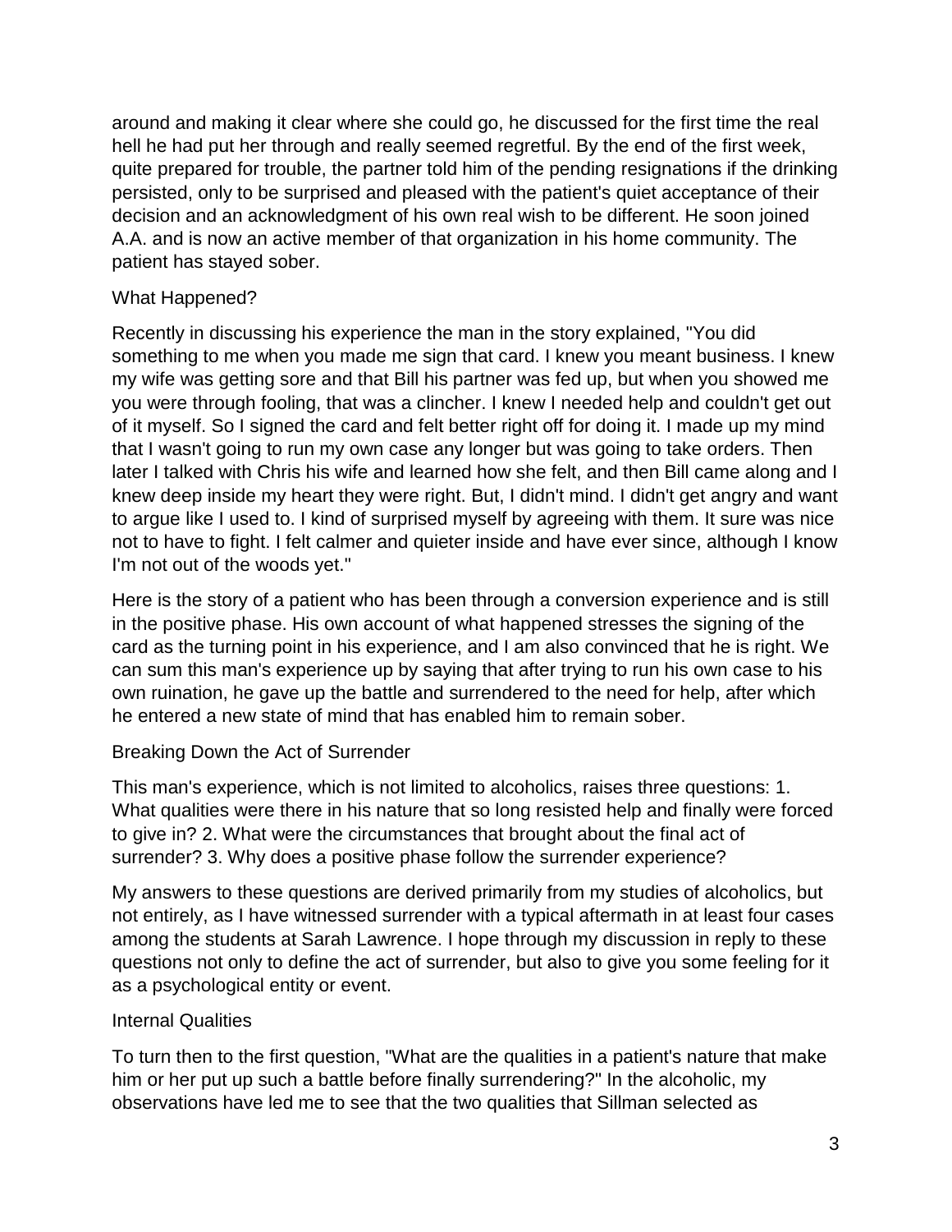around and making it clear where she could go, he discussed for the first time the real hell he had put her through and really seemed regretful. By the end of the first week, quite prepared for trouble, the partner told him of the pending resignations if the drinking persisted, only to be surprised and pleased with the patient's quiet acceptance of their decision and an acknowledgment of his own real wish to be different. He soon joined A.A. and is now an active member of that organization in his home community. The patient has stayed sober.

## What Happened?

Recently in discussing his experience the man in the story explained, "You did something to me when you made me sign that card. I knew you meant business. I knew my wife was getting sore and that Bill his partner was fed up, but when you showed me you were through fooling, that was a clincher. I knew I needed help and couldn't get out of it myself. So I signed the card and felt better right off for doing it. I made up my mind that I wasn't going to run my own case any longer but was going to take orders. Then later I talked with Chris his wife and learned how she felt, and then Bill came along and I knew deep inside my heart they were right. But, I didn't mind. I didn't get angry and want to argue like I used to. I kind of surprised myself by agreeing with them. It sure was nice not to have to fight. I felt calmer and quieter inside and have ever since, although I know I'm not out of the woods yet."

Here is the story of a patient who has been through a conversion experience and is still in the positive phase. His own account of what happened stresses the signing of the card as the turning point in his experience, and I am also convinced that he is right. We can sum this man's experience up by saying that after trying to run his own case to his own ruination, he gave up the battle and surrendered to the need for help, after which he entered a new state of mind that has enabled him to remain sober.

## Breaking Down the Act of Surrender

This man's experience, which is not limited to alcoholics, raises three questions: 1. What qualities were there in his nature that so long resisted help and finally were forced to give in? 2. What were the circumstances that brought about the final act of surrender? 3. Why does a positive phase follow the surrender experience?

My answers to these questions are derived primarily from my studies of alcoholics, but not entirely, as I have witnessed surrender with a typical aftermath in at least four cases among the students at Sarah Lawrence. I hope through my discussion in reply to these questions not only to define the act of surrender, but also to give you some feeling for it as a psychological entity or event.

## Internal Qualities

To turn then to the first question, "What are the qualities in a patient's nature that make him or her put up such a battle before finally surrendering?" In the alcoholic, my observations have led me to see that the two qualities that Sillman selected as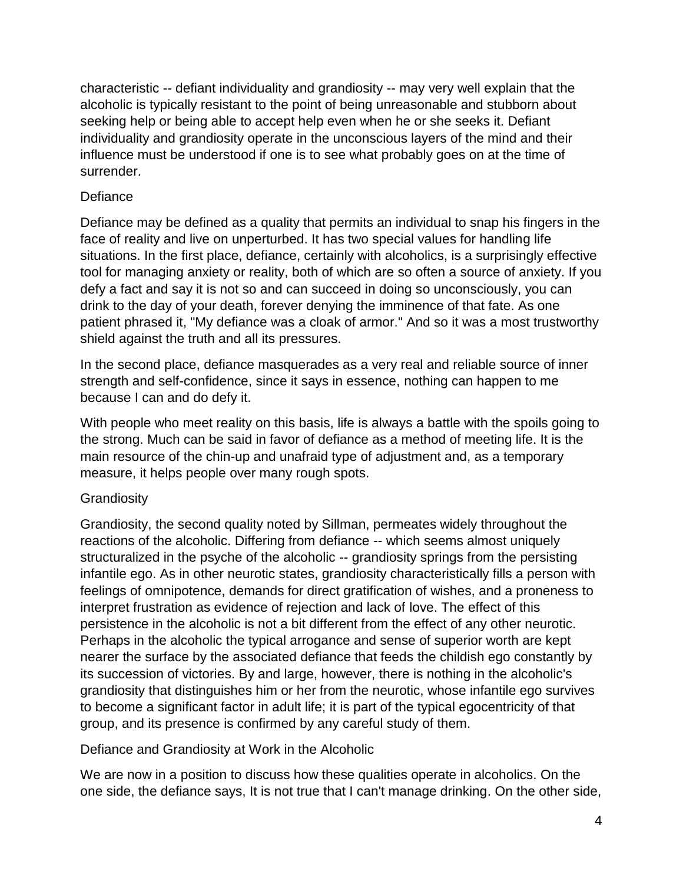characteristic -- defiant individuality and grandiosity -- may very well explain that the alcoholic is typically resistant to the point of being unreasonable and stubborn about seeking help or being able to accept help even when he or she seeks it. Defiant individuality and grandiosity operate in the unconscious layers of the mind and their influence must be understood if one is to see what probably goes on at the time of surrender.

## Defiance

Defiance may be defined as a quality that permits an individual to snap his fingers in the face of reality and live on unperturbed. It has two special values for handling life situations. In the first place, defiance, certainly with alcoholics, is a surprisingly effective tool for managing anxiety or reality, both of which are so often a source of anxiety. If you defy a fact and say it is not so and can succeed in doing so unconsciously, you can drink to the day of your death, forever denying the imminence of that fate. As one patient phrased it, "My defiance was a cloak of armor." And so it was a most trustworthy shield against the truth and all its pressures.

In the second place, defiance masquerades as a very real and reliable source of inner strength and self-confidence, since it says in essence, nothing can happen to me because I can and do defy it.

With people who meet reality on this basis, life is always a battle with the spoils going to the strong. Much can be said in favor of defiance as a method of meeting life. It is the main resource of the chin-up and unafraid type of adjustment and, as a temporary measure, it helps people over many rough spots.

## Grandiosity

Grandiosity, the second quality noted by Sillman, permeates widely throughout the reactions of the alcoholic. Differing from defiance -- which seems almost uniquely structuralized in the psyche of the alcoholic -- grandiosity springs from the persisting infantile ego. As in other neurotic states, grandiosity characteristically fills a person with feelings of omnipotence, demands for direct gratification of wishes, and a proneness to interpret frustration as evidence of rejection and lack of love. The effect of this persistence in the alcoholic is not a bit different from the effect of any other neurotic. Perhaps in the alcoholic the typical arrogance and sense of superior worth are kept nearer the surface by the associated defiance that feeds the childish ego constantly by its succession of victories. By and large, however, there is nothing in the alcoholic's grandiosity that distinguishes him or her from the neurotic, whose infantile ego survives to become a significant factor in adult life; it is part of the typical egocentricity of that group, and its presence is confirmed by any careful study of them.

## Defiance and Grandiosity at Work in the Alcoholic

We are now in a position to discuss how these qualities operate in alcoholics. On the one side, the defiance says, It is not true that I can't manage drinking. On the other side,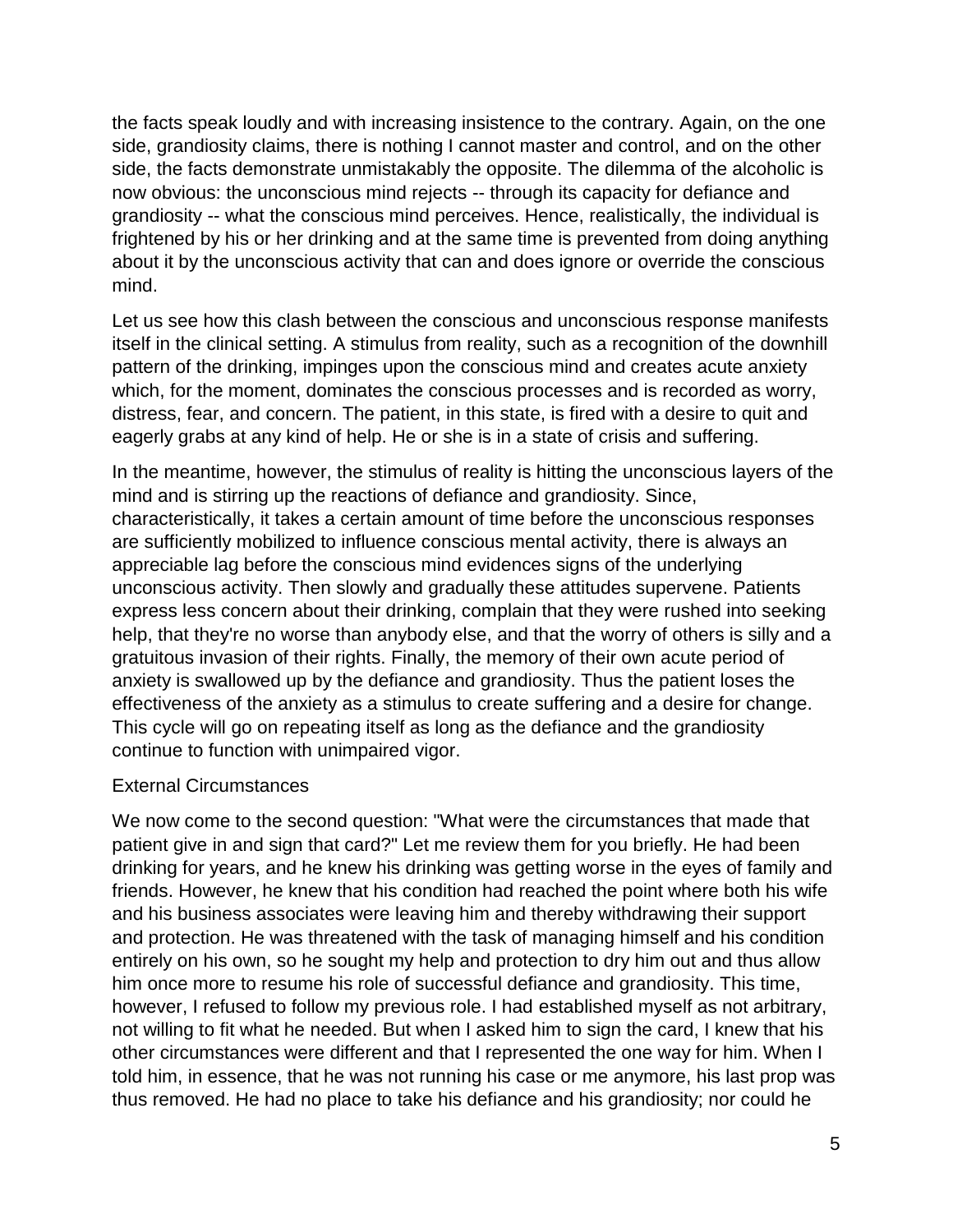the facts speak loudly and with increasing insistence to the contrary. Again, on the one side, grandiosity claims, there is nothing I cannot master and control, and on the other side, the facts demonstrate unmistakably the opposite. The dilemma of the alcoholic is now obvious: the unconscious mind rejects -- through its capacity for defiance and grandiosity -- what the conscious mind perceives. Hence, realistically, the individual is frightened by his or her drinking and at the same time is prevented from doing anything about it by the unconscious activity that can and does ignore or override the conscious mind.

Let us see how this clash between the conscious and unconscious response manifests itself in the clinical setting. A stimulus from reality, such as a recognition of the downhill pattern of the drinking, impinges upon the conscious mind and creates acute anxiety which, for the moment, dominates the conscious processes and is recorded as worry, distress, fear, and concern. The patient, in this state, is fired with a desire to quit and eagerly grabs at any kind of help. He or she is in a state of crisis and suffering.

In the meantime, however, the stimulus of reality is hitting the unconscious layers of the mind and is stirring up the reactions of defiance and grandiosity. Since, characteristically, it takes a certain amount of time before the unconscious responses are sufficiently mobilized to influence conscious mental activity, there is always an appreciable lag before the conscious mind evidences signs of the underlying unconscious activity. Then slowly and gradually these attitudes supervene. Patients express less concern about their drinking, complain that they were rushed into seeking help, that they're no worse than anybody else, and that the worry of others is silly and a gratuitous invasion of their rights. Finally, the memory of their own acute period of anxiety is swallowed up by the defiance and grandiosity. Thus the patient loses the effectiveness of the anxiety as a stimulus to create suffering and a desire for change. This cycle will go on repeating itself as long as the defiance and the grandiosity continue to function with unimpaired vigor.

## External Circumstances

We now come to the second question: "What were the circumstances that made that patient give in and sign that card?" Let me review them for you briefly. He had been drinking for years, and he knew his drinking was getting worse in the eyes of family and friends. However, he knew that his condition had reached the point where both his wife and his business associates were leaving him and thereby withdrawing their support and protection. He was threatened with the task of managing himself and his condition entirely on his own, so he sought my help and protection to dry him out and thus allow him once more to resume his role of successful defiance and grandiosity. This time, however, I refused to follow my previous role. I had established myself as not arbitrary, not willing to fit what he needed. But when I asked him to sign the card, I knew that his other circumstances were different and that I represented the one way for him. When I told him, in essence, that he was not running his case or me anymore, his last prop was thus removed. He had no place to take his defiance and his grandiosity; nor could he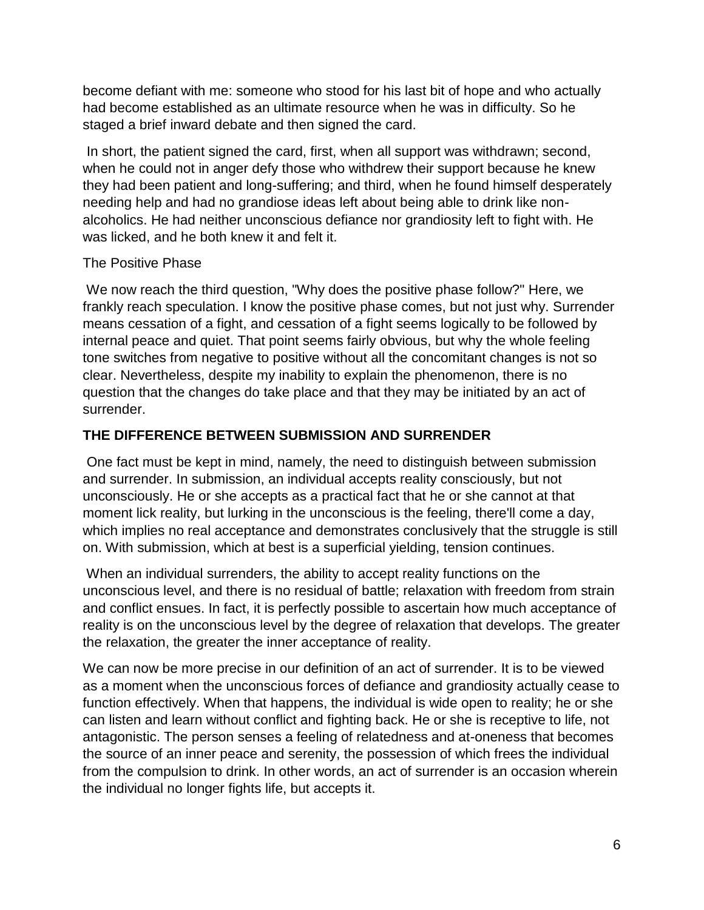become defiant with me: someone who stood for his last bit of hope and who actually had become established as an ultimate resource when he was in difficulty. So he staged a brief inward debate and then signed the card.

In short, the patient signed the card, first, when all support was withdrawn; second, when he could not in anger defy those who withdrew their support because he knew they had been patient and long-suffering; and third, when he found himself desperately needing help and had no grandiose ideas left about being able to drink like non-alcoholics. He had neither unconscious defiance nor grandiosity left to fight with. He was licked, and he both knew it and felt it.

The Positive Phase

We now reach the third question, "Why does the positive phase follow?" Here, we frankly reach speculation. I know the positive phase comes, but not just why. Surrender means cessation of a fight, and cessation of a fight seems logically to be followed by internal peace and quiet. That point seems fairly obvious, but why the whole feeling tone switches from negative to positive without all the concomitant changes is not so clear. Nevertheless, despite my inability to explain the phenomenon, there is no question that the changes do take place and that they may be initiated by an act of surrender.

**THE DIFFERENCE BETWEEN SUBMISSION AND SURRENDER**

One fact must be kept in mind, namely, the need to distinguish between submission and surrender. In submission, an individual accepts reality consciously, but not unconsciously. He or she accepts as a practical fact that he or she cannot at that moment lick reality, but lurking in the unconscious is the feeling, there'll come a day, which implies no real acceptance and demonstrates conclusively that the struggle is still on. With submission, which at best is a superficial yielding, tension continues.

When an individual surrenders, the ability to accept reality functions on the unconscious level, and there is no residual of battle; relaxation with freedom from strain and conflict ensues. In fact, it is perfectly possible to ascertain how much acceptance of reality is on the unconscious level by the degree of relaxation that develops. The greater the relaxation, the greater the inner acceptance of reality.

We can now be more precise in our definition of an act of surrender. It is to be viewed as a moment when the unconscious forces of defiance and grandiosity actually cease to function effectively. When that happens, the individual is wide open to reality; he or she can listen and learn without conflict and fighting back. He or she is receptive to life, not antagonistic. The person senses a feeling of relatedness and at-oneness that becomes the source of an inner peace and serenity, the possession of which frees the individual from the compulsion to drink. In other words, an act of surrender is an occasion wherein the individual no longer fights life, but accepts it.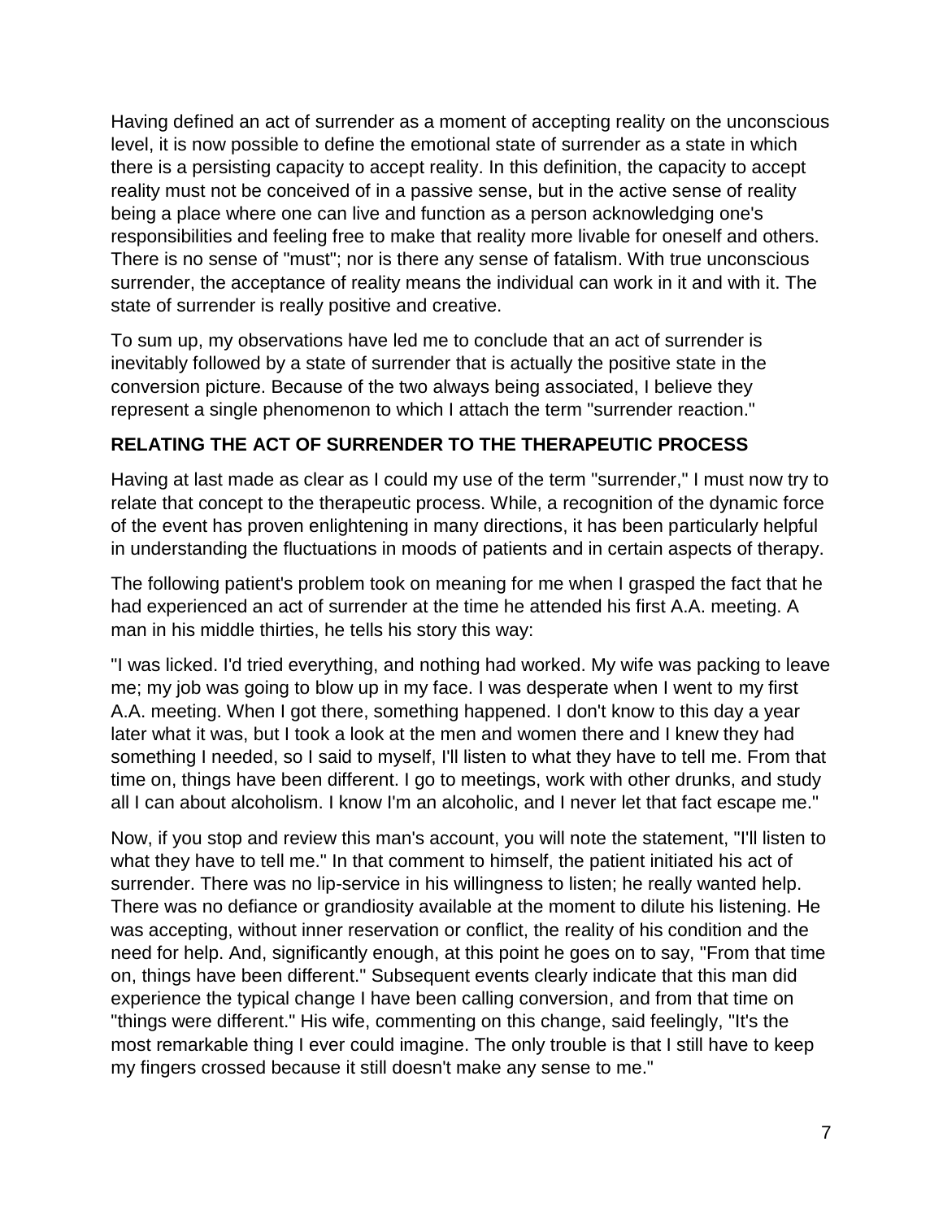Having defined an act of surrender as a moment of accepting reality on the unconscious level, it is now possible to define the emotional state of surrender as a state in which there is a persisting capacity to accept reality. In this definition, the capacity to accept reality must not be conceived of in a passive sense, but in the active sense of reality being a place where one can live and function as a person acknowledging one's responsibilities and feeling free to make that reality more livable for oneself and others. There is no sense of "must"; nor is there any sense of fatalism. With true unconscious surrender, the acceptance of reality means the individual can work in it and with it. The state of surrender is really positive and creative.

To sum up, my observations have led me to conclude that an act of surrender is inevitably followed by a state of surrender that is actually the positive state in the conversion picture. Because of the two always being associated, I believe they represent a single phenomenon to which I attach the term "surrender reaction."

## RELATING THE ACT OF SURRENDER TO THE THERAPEUTIC PROCESS

Having at last made as clear as I could my use of the term "surrender," I must now try to relate that concept to the therapeutic process. While, a recognition of the dynamic force of the event has proven enlightening in many directions, it has been particularly helpful in understanding the fluctuations in moods of patients and in certain aspects of therapy.

The following patient's problem took on meaning for me when I grasped the fact that he had experienced an act of surrender at the time he attended his first A.A. meeting. A man in his middle thirties, he tells his story this way:

"I was licked. I'd tried everything, and nothing had worked. My wife was packing to leave me; my job was going to blow up in my face. I was desperate when I went to my first A.A. meeting. When I got there, something happened. I don't know to this day a year later what it was, but I took a look at the men and women there and I knew they had something I needed, so I said to myself, I'll listen to what they have to tell me. From that time on, things have been different. I go to meetings, work with other drunks, and study all I can about alcoholism. I know I'm an alcoholic, and I never let that fact escape me."

Now, if you stop and review this man's account, you will note the statement, "I'll listen to what they have to tell me." In that comment to himself, the patient initiated his act of surrender. There was no lip-service in his willingness to listen; he really wanted help. There was no defiance or grandiosity available at the moment to dilute his listening. He was accepting, without inner reservation or conflict, the reality of his condition and the need for help. And, significantly enough, at this point he goes on to say, "From that time on, things have been different." Subsequent events clearly indicate that this man did experience the typical change I have been calling conversion, and from that time on "things were different." His wife, commenting on this change, said feelingly, "It's the most remarkable thing I ever could imagine. The only trouble is that I still have to keep my fingers crossed because it still doesn't make any sense to me."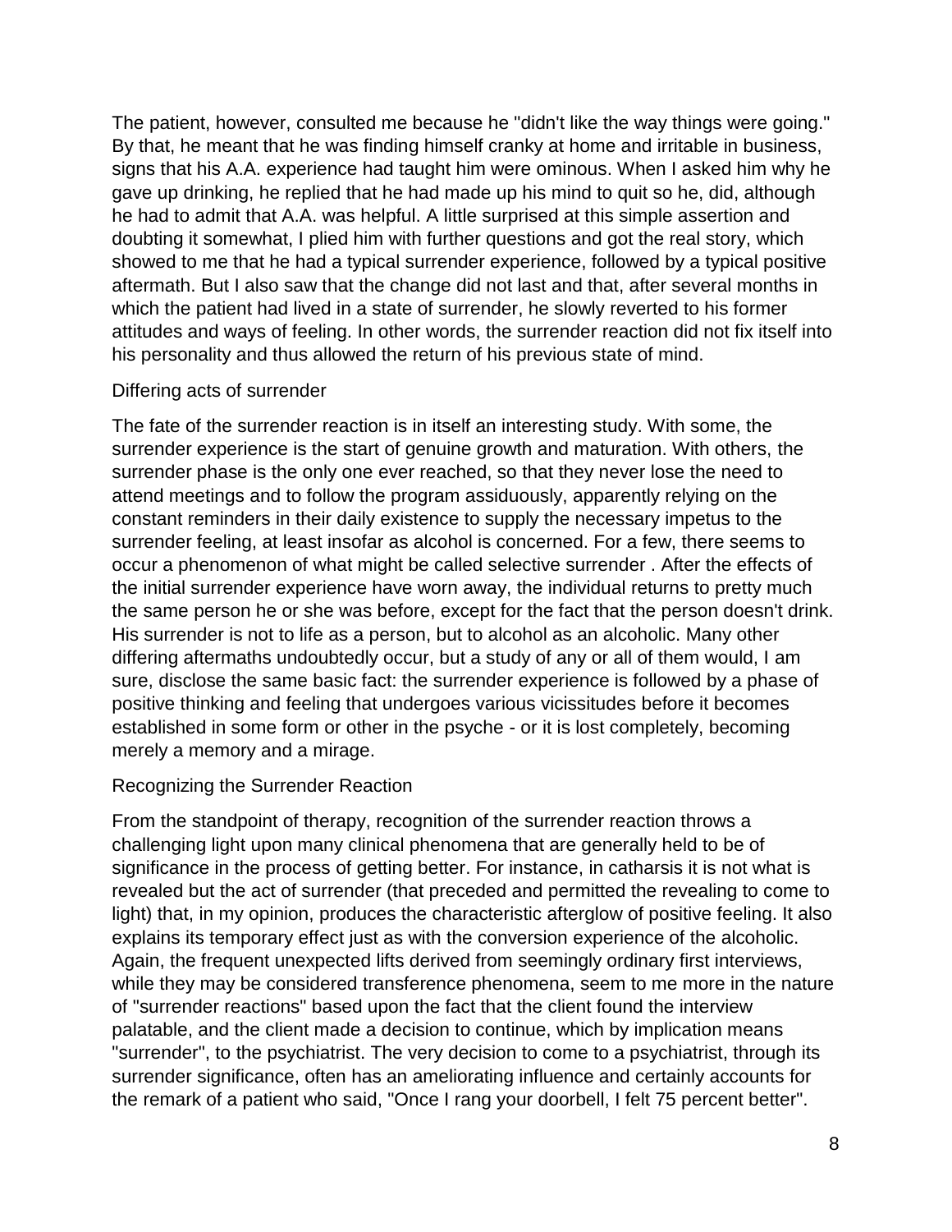The patient, however, consulted me because he "didn't like the way things were going." By that, he meant that he was finding himself cranky at home and irritable in business, signs that his A.A. experience had taught him were ominous. When I asked him why he gave up drinking, he replied that he had made up his mind to quit so he, did, although he had to admit that A.A. was helpful. A little surprised at this simple assertion and doubting it somewhat, I plied him with further questions and got the real story, which showed to me that he had a typical surrender experience, followed by a typical positive aftermath. But I also saw that the change did not last and that, after several months in which the patient had lived in a state of surrender, he slowly reverted to his former attitudes and ways of feeling. In other words, the surrender reaction did not fix itself into his personality and thus allowed the return of his previous state of mind.

## Differing acts of surrender

The fate of the surrender reaction is in itself an interesting study. With some, the surrender experience is the start of genuine growth and maturation. With others, the surrender phase is the only one ever reached, so that they never lose the need to attend meetings and to follow the program assiduously, apparently relying on the constant reminders in their daily existence to supply the necessary impetus to the surrender feeling, at least insofar as alcohol is concerned. For a few, there seems to occur a phenomenon of what might be called selective surrender . After the effects of the initial surrender experience have worn away, the individual returns to pretty much the same person he or she was before, except for the fact that the person doesn't drink. His surrender is not to life as a person, but to alcohol as an alcoholic. Many other differing aftermaths undoubtedly occur, but a study of any or all of them would, I am sure, disclose the same basic fact: the surrender experience is followed by a phase of positive thinking and feeling that undergoes various vicissitudes before it becomes established in some form or other in the psyche - or it is lost completely, becoming merely a memory and a mirage.

## Recognizing the Surrender Reaction

From the standpoint of therapy, recognition of the surrender reaction throws a challenging light upon many clinical phenomena that are generally held to be of significance in the process of getting better. For instance, in catharsis it is not what is revealed but the act of surrender (that preceded and permitted the revealing to come to light) that, in my opinion, produces the characteristic afterglow of positive feeling. It also explains its temporary effect just as with the conversion experience of the alcoholic. Again, the frequent unexpected lifts derived from seemingly ordinary first interviews, while they may be considered transference phenomena, seem to me more in the nature of "surrender reactions" based upon the fact that the client found the interview palatable, and the client made a decision to continue, which by implication means "surrender", to the psychiatrist. The very decision to come to a psychiatrist, through its surrender significance, often has an ameliorating influence and certainly accounts for the remark of a patient who said, "Once I rang your doorbell, I felt 75 percent better".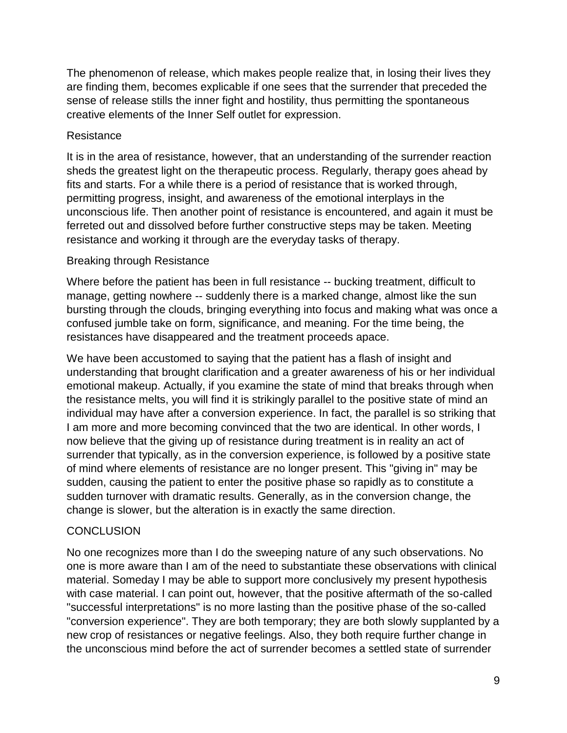The phenomenon of release, which makes people realize that, in losing their lives they are finding them, becomes explicable if one sees that the surrender that preceded the sense of release stills the inner fight and hostility, thus permitting the spontaneous creative elements of the Inner Self outlet for expression.

## Resistance

It is in the area of resistance, however, that an understanding of the surrender reaction sheds the greatest light on the therapeutic process. Regularly, therapy goes ahead by fits and starts. For a while there is a period of resistance that is worked through, permitting progress, insight, and awareness of the emotional interplays in the unconscious life. Then another point of resistance is encountered, and again it must be ferreted out and dissolved before further constructive steps may be taken. Meeting resistance and working it through are the everyday tasks of therapy.

## Breaking through Resistance

Where before the patient has been in full resistance -- bucking treatment, difficult to manage, getting nowhere -- suddenly there is a marked change, almost like the sun bursting through the clouds, bringing everything into focus and making what was once a confused jumble take on form, significance, and meaning. For the time being, the resistances have disappeared and the treatment proceeds apace.

We have been accustomed to saying that the patient has a flash of insight and understanding that brought clarification and a greater awareness of his or her individual emotional makeup. Actually, if you examine the state of mind that breaks through when the resistance melts, you will find it is strikingly parallel to the positive state of mind an individual may have after a conversion experience. In fact, the parallel is so striking that I am more and more becoming convinced that the two are identical. In other words, I now believe that the giving up of resistance during treatment is in reality an act of surrender that typically, as in the conversion experience, is followed by a positive state of mind where elements of resistance are no longer present. This "giving in" may be sudden, causing the patient to enter the positive phase so rapidly as to constitute a sudden turnover with dramatic results. Generally, as in the conversion change, the change is slower, but the alteration is in exactly the same direction.

## CONCLUSION

No one recognizes more than I do the sweeping nature of any such observations. No one is more aware than I am of the need to substantiate these observations with clinical material. Someday I may be able to support more conclusively my present hypothesis with case material. I can point out, however, that the positive aftermath of the so-called "successful interpretations" is no more lasting than the positive phase of the so-called "conversion experience". They are both temporary; they are both slowly supplanted by a new crop of resistances or negative feelings. Also, they both require further change in the unconscious mind before the act of surrender becomes a settled state of surrender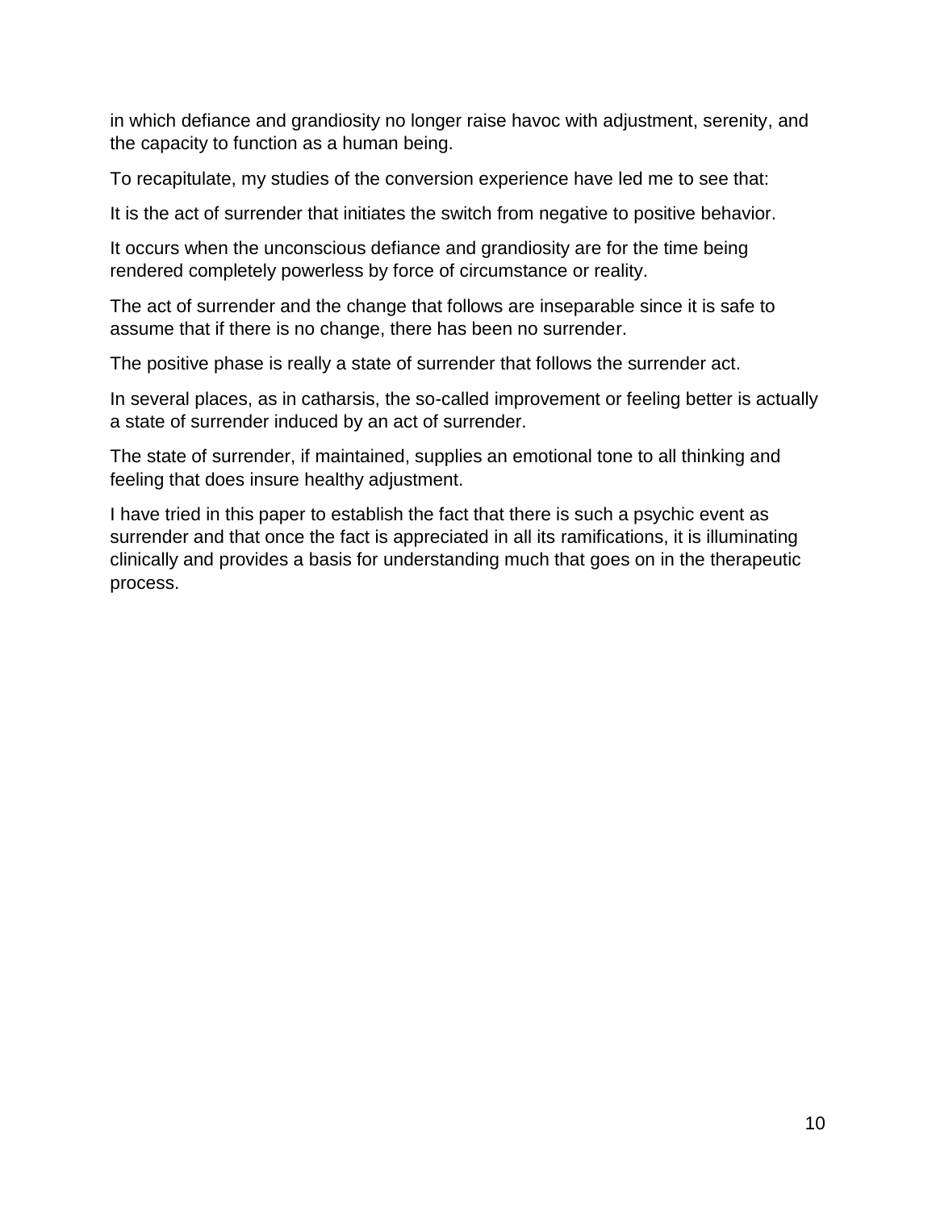in which defiance and grandiosity no longer raise havoc with adjustment, serenity, and the capacity to function as a human being.

To recapitulate, my studies of the conversion experience have led me to see that:

It is the act of surrender that initiates the switch from negative to positive behavior.

It occurs when the unconscious defiance and grandiosity are for the time being rendered completely powerless by force of circumstance or reality.

The act of surrender and the change that follows are inseparable since it is safe to assume that if there is no change, there has been no surrender.

The positive phase is really a state of surrender that follows the surrender act.

In several places, as in catharsis, the so-called improvement or feeling better is actually a state of surrender induced by an act of surrender.

The state of surrender, if maintained, supplies an emotional tone to all thinking and feeling that does insure healthy adjustment.

I have tried in this paper to establish the fact that there is such a psychic event as surrender and that once the fact is appreciated in all its ramifications, it is illuminating clinically and provides a basis for understanding much that goes on in the therapeutic process.